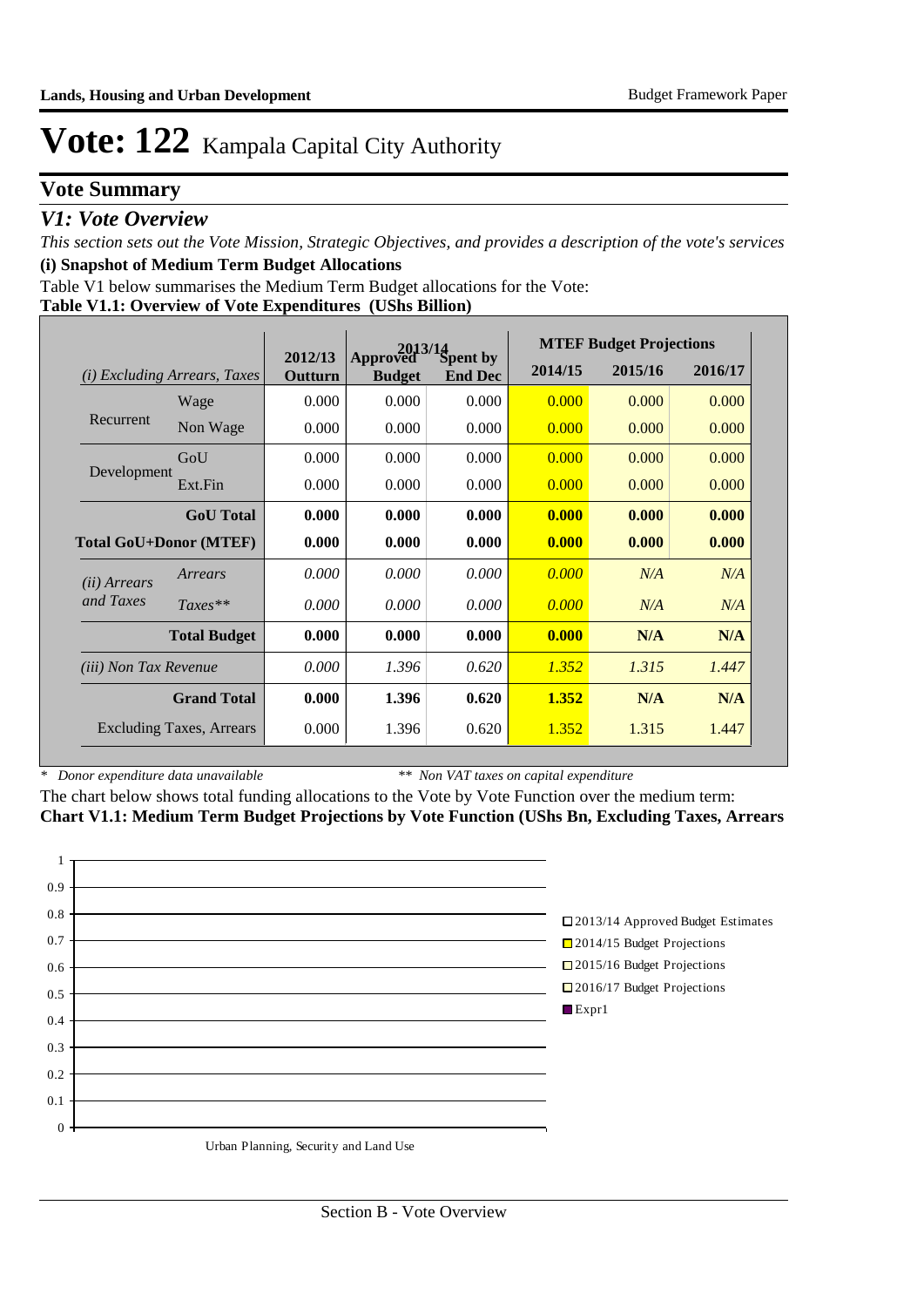# Vote: 122 Kampala Capital City Authority

## Vote Summary

### *V1: Vote Overview*

*This section sets out the Vote Mission, Strategic Objectives, and provides a description of the vote's services*

**(i) Snapshot of Medium Term Budget Allocations**

Table V1 below summarises the Medium Term Budget allocations for the Vote:

**Table V1.1: Overview of Vote Expenditures (UShs Billion)**

| *(i) Excluding Arrears, Taxes* | | 2012/13 Outturn | 2013/14 Approved Budget | 2013/14 Spent by End Dec | MTEF Budget Projections 2014/15 | 2015/16 | 2016/17 |
|---|---|---|---|---|---|---|---|
| Recurrent | Wage | 0.000 | 0.000 | 0.000 | 0.000 | 0.000 | 0.000 |
| | Non Wage | 0.000 | 0.000 | 0.000 | 0.000 | 0.000 | 0.000 |
| Development | GoU | 0.000 | 0.000 | 0.000 | 0.000 | 0.000 | 0.000 |
| | Ext.Fin | 0.000 | 0.000 | 0.000 | 0.000 | 0.000 | 0.000 |
| | **GoU Total** | **0.000** | **0.000** | **0.000** | **0.000** | **0.000** | **0.000** |
| **Total GoU+Donor (MTEF)** | | **0.000** | **0.000** | **0.000** | **0.000** | **0.000** | **0.000** |
| *(ii) Arrears and Taxes* | *Arrears* | *0.000* | *0.000* | *0.000* | *0.000* | *N/A* | *N/A* |
| | *Taxes*** | *0.000* | *0.000* | *0.000* | *0.000* | *N/A* | *N/A* |
| | **Total Budget** | **0.000** | **0.000** | **0.000** | **0.000** | **N/A** | **N/A** |
| *(iii) Non Tax Revenue* | | *0.000* | *1.396* | *0.620* | *1.352* | *1.315* | *1.447* |
| | **Grand Total** | **0.000** | **1.396** | **0.620** | **1.352** | **N/A** | **N/A** |
| Excluding Taxes, Arrears | | 0.000 | 1.396 | 0.620 | 1.352 | 1.315 | 1.447 |

\* *Donor expenditure data unavailable* &nbsp;&nbsp;&nbsp;&nbsp; ** *Non VAT taxes on capital expenditure*

The chart below shows total funding allocations to the Vote by Vote Function over the medium term:

**Chart V1.1: Medium Term Budget Projections by Vote Function (UShs Bn, Excluding Taxes, Arrears**

Urban Planning, Security and Land Use

Legend: 2013/14 Approved Budget Estimates; 2014/15 Budget Projections; 2015/16 Budget Projections; 2016/17 Budget Projections; Expr1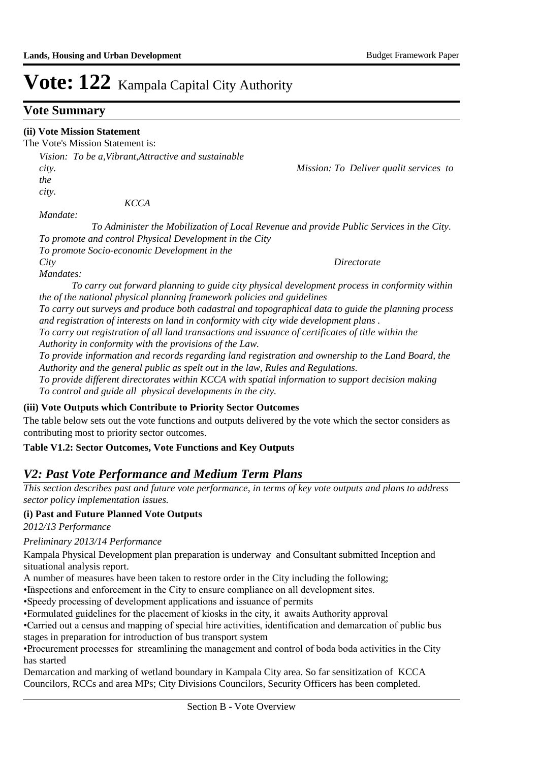# Vote: 122 Kampala Capital City Authority

## Vote Summary

**(ii) Vote Mission Statement**

The Vote's Mission Statement is:

*Vision: To be a,Vibrant,Attractive and sustainable city. Mission: To Deliver qualit services to the city.*

*KCCA Mandate:*

*To Administer the Mobilization of Local Revenue and provide Public Services in the City.*
*To promote and control Physical Development in the City*
*To promote Socio-economic Development in the City*

*Directorate Mandates:*

*To carry out forward planning to guide city physical development process in conformity within the of the national physical planning framework policies and guidelines*
*To carry out surveys and produce both cadastral and topographical data to guide the planning process and registration of interests on land in conformity with city wide development plans .*
*To carry out registration of all land transactions and issuance of certificates of title within the Authority in conformity with the provisions of the Law.*
*To provide information and records regarding land registration and ownership to the Land Board, the Authority and the general public as spelt out in the law, Rules and Regulations.*
*To provide different directorates within KCCA with spatial information to support decision making*
*To control and guide all physical developments in the city.*

**(iii) Vote Outputs which Contribute to Priority Sector Outcomes**

The table below sets out the vote functions and outputs delivered by the vote which the sector considers as contributing most to priority sector outcomes.

**Table V1.2: Sector Outcomes, Vote Functions and Key Outputs**

## *V2: Past Vote Performance and Medium Term Plans*

*This section describes past and future vote performance, in terms of key vote outputs and plans to address sector policy implementation issues.*

**(i) Past and Future Planned Vote Outputs**

*2012/13 Performance*

*Preliminary 2013/14 Performance*

Kampala Physical Development plan preparation is underway and Consultant submitted Inception and situational analysis report.

A number of measures have been taken to restore order in the City including the following;

•Inspections and enforcement in the City to ensure compliance on all development sites.
•Speedy processing of development applications and issuance of permits
•Formulated guidelines for the placement of kiosks in the city, it awaits Authority approval
•Carried out a census and mapping of special hire activities, identification and demarcation of public bus stages in preparation for introduction of bus transport system
•Procurement processes for streamlining the management and control of boda boda activities in the City has started

Demarcation and marking of wetland boundary in Kampala City area. So far sensitization of KCCA Councilors, RCCs and area MPs; City Divisions Councilors, Security Officers has been completed.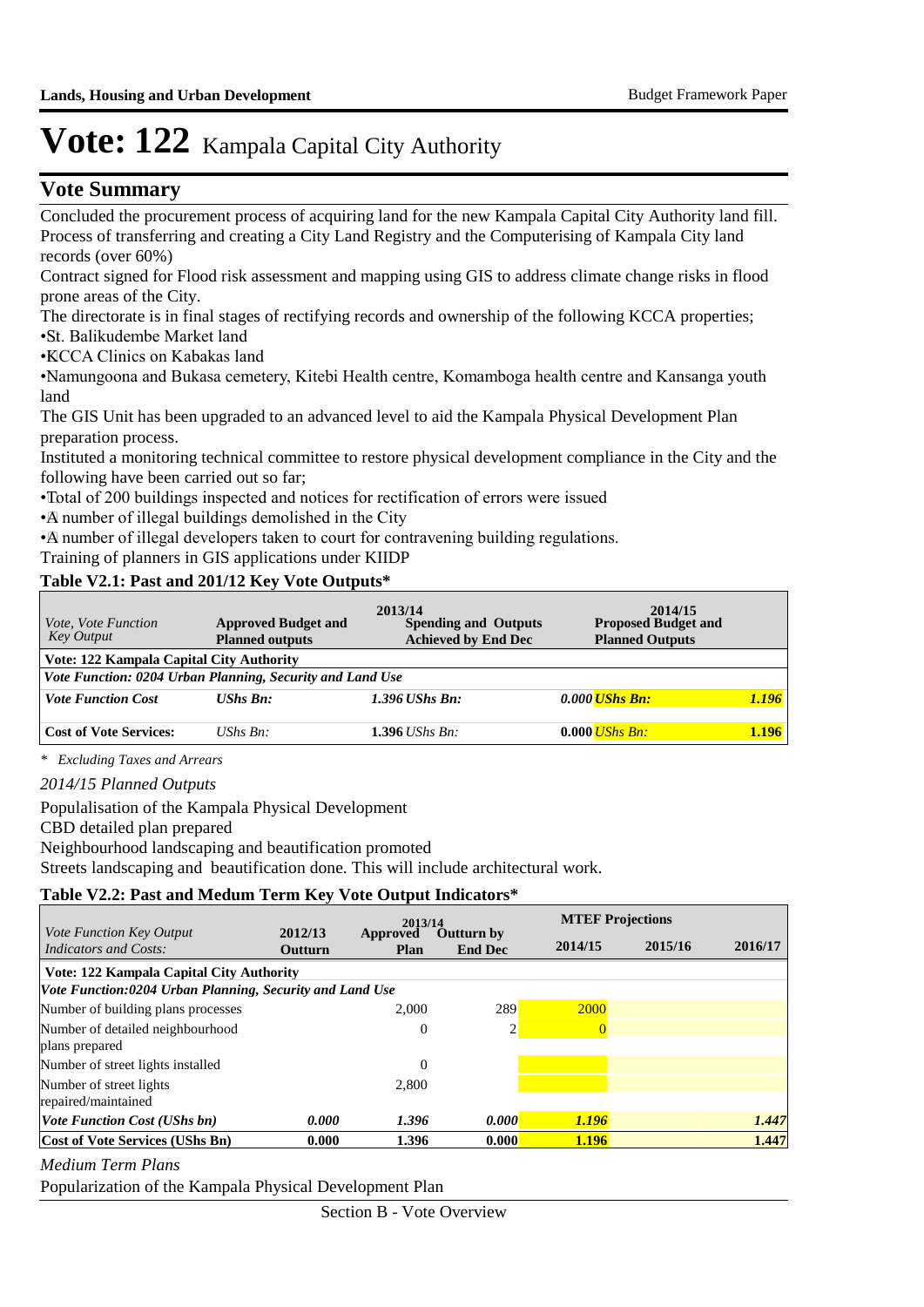# Vote: 122 Kampala Capital City Authority

## Vote Summary

Concluded the procurement process of acquiring land for the new Kampala Capital City Authority land fill.
Process of transferring and creating a City Land Registry and the Computerising of Kampala City land records (over 60%)
Contract signed for Flood risk assessment and mapping using GIS to address climate change risks in flood prone areas of the City.
The directorate is in final stages of rectifying records and ownership of the following KCCA properties;
•St. Balikudembe Market land
•KCCA Clinics on Kabakas land
•Namungoona and Bukasa cemetery, Kitebi Health centre, Komamboga health centre and Kansanga youth land
The GIS Unit has been upgraded to an advanced level to aid the Kampala Physical Development Plan preparation process.
Instituted a monitoring technical committee to restore physical development compliance in the City and the following have been carried out so far;
•Total of 200 buildings inspected and notices for rectification of errors were issued
•A number of illegal buildings demolished in the City
•A number of illegal developers taken to court for contravening building regulations.
Training of planners in GIS applications under KIIDP

**Table V2.1: Past and 201/12 Key Vote Outputs***

| *Vote, Vote Function Key Output* | 2013/14 Approved Budget and Planned outputs | | 2013/14 Spending and Outputs Achieved by End Dec | | 2014/15 Proposed Budget and Planned Outputs | |
|---|---|---|---|---|---|---|
| **Vote: 122 Kampala Capital City Authority** | | | | | | |
| ***Vote Function: 0204 Urban Planning, Security and Land Use*** | | | | | | |
| ***Vote Function Cost*** | ***UShs Bn:*** | ***1.396*** | ***UShs Bn:*** | ***0.000*** | ***UShs Bn:*** | ***1.196*** |
| **Cost of Vote Services:** | *UShs Bn:* | **1.396** | *UShs Bn:* | **0.000** | *UShs Bn:* | **1.196** |

*\* Excluding Taxes and Arrears*

*2014/15 Planned Outputs*

Populalisation of the Kampala Physical Development
CBD detailed plan prepared
Neighbourhood landscaping and beautification promoted
Streets landscaping and beautification done. This will include architectural work.

**Table V2.2: Past and Medum Term Key Vote Output Indicators***

| *Vote Function Key Output Indicators and Costs:* | 2012/13 Outturn | 2013/14 Approved Plan | 2013/14 Outturn by End Dec | MTEF Projections 2014/15 | 2015/16 | 2016/17 |
|---|---|---|---|---|---|---|
| **Vote: 122 Kampala Capital City Authority** | | | | | | |
| ***Vote Function:0204 Urban Planning, Security and Land Use*** | | | | | | |
| Number of building plans processes | | 2,000 | 289 | 2000 | | |
| Number of detailed neighbourhood plans prepared | | 0 | 2 | 0 | | |
| Number of street lights installed | | 0 | | | | |
| Number of street lights repaired/maintained | | 2,800 | | | | |
| ***Vote Function Cost (UShs bn)*** | ***0.000*** | ***1.396*** | ***0.000*** | ***1.196*** | | ***1.447*** |
| **Cost of Vote Services (UShs Bn)** | **0.000** | **1.396** | **0.000** | **1.196** | | **1.447** |

*Medium Term Plans*

Popularization of the Kampala Physical Development Plan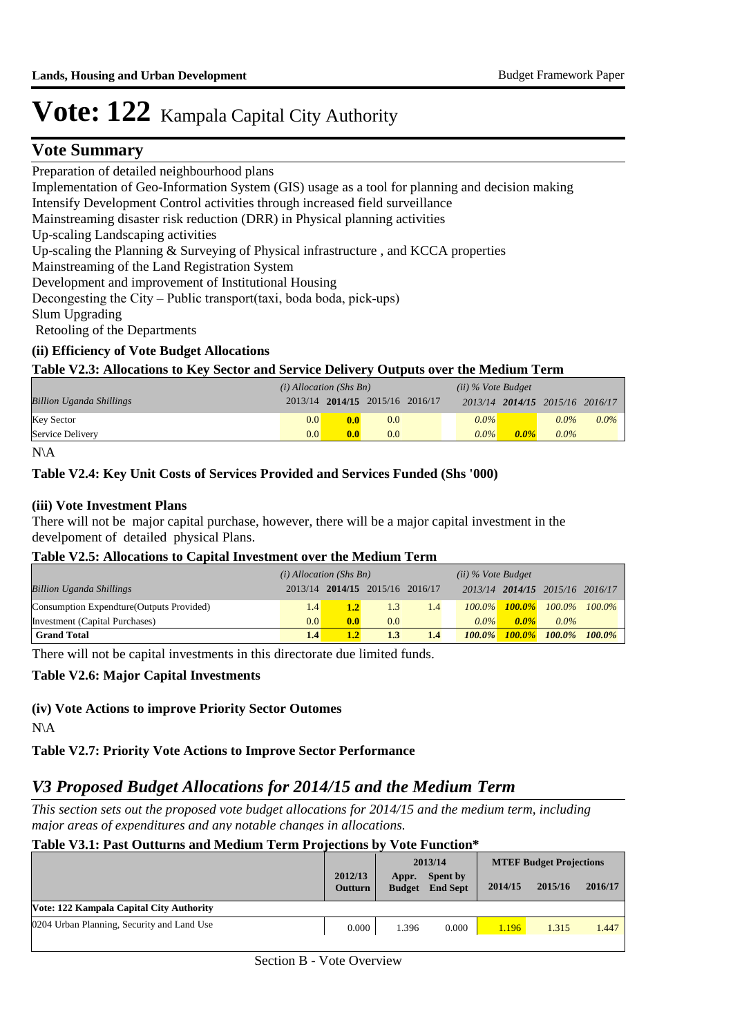# Vote: 122 Kampala Capital City Authority

## Vote Summary

Preparation of detailed neighbourhood plans
Implementation of Geo-Information System (GIS) usage as a tool for planning and decision making
Intensify Development Control activities through increased field surveillance
Mainstreaming disaster risk reduction (DRR) in Physical planning activities
Up-scaling Landscaping activities
Up-scaling the Planning & Surveying of Physical infrastructure , and KCCA properties
Mainstreaming of the Land Registration System
Development and improvement of Institutional Housing
Decongesting the City – Public transport(taxi, boda boda, pick-ups)
Slum Upgrading
 Retooling of the Departments

### (ii) Efficiency of Vote Budget Allocations

**Table V2.3: Allocations to Key Sector and Service Delivery Outputs over the Medium Term**

| *Billion Uganda Shillings* | *(i) Allocation (Shs Bn)* 2013/14 | **2014/15** | 2015/16 | 2016/17 | *(ii) % Vote Budget* 2013/14 | **2014/15** | 2015/16 | 2016/17 |
|---|---|---|---|---|---|---|---|---|
| Key Sector | 0.0 | **0.0** | 0.0 | | *0.0%* | | *0.0%* | *0.0%* |
| Service Delivery | 0.0 | **0.0** | 0.0 | | *0.0%* | ***0.0%*** | *0.0%* | |

N\A

**Table V2.4: Key Unit Costs of Services Provided and Services Funded (Shs '000)**

### (iii) Vote Investment Plans

There will not be major capital purchase, however, there will be a major capital investment in the develpoment of detailed physical Plans.

**Table V2.5: Allocations to Capital Investment over the Medium Term**

| *Billion Uganda Shillings* | *(i) Allocation (Shs Bn)* 2013/14 | **2014/15** | 2015/16 | 2016/17 | *(ii) % Vote Budget* 2013/14 | **2014/15** | 2015/16 | 2016/17 |
|---|---|---|---|---|---|---|---|---|
| Consumption Expendture(Outputs Provided) | 1.4 | **1.2** | 1.3 | 1.4 | *100.0%* | ***100.0%*** | *100.0%* | *100.0%* |
| Investment (Capital Purchases) | 0.0 | **0.0** | 0.0 | | *0.0%* | ***0.0%*** | *0.0%* | |
| **Grand Total** | **1.4** | **1.2** | **1.3** | **1.4** | ***100.0%*** | ***100.0%*** | ***100.0%*** | ***100.0%*** |

There will not be capital investments in this directorate due limited funds.

**Table V2.6: Major Capital Investments**

### (iv) Vote Actions to improve Priority Sector Outomes

N\A

**Table V2.7: Priority Vote Actions to Improve Sector Performance**

## *V3 Proposed Budget Allocations for 2014/15 and the Medium Term*

*This section sets out the proposed vote budget allocations for 2014/15 and the medium term, including major areas of expenditures and any notable changes in allocations.*

**Table V3.1: Past Outturns and Medium Term Projections by Vote Function***

| | 2012/13 Outturn | 2013/14 Appr. Budget | 2013/14 Spent by End Sept | MTEF Budget Projections 2014/15 | 2015/16 | 2016/17 |
|---|---|---|---|---|---|---|
| **Vote: 122 Kampala Capital City Authority** | | | | | | |
| 0204 Urban Planning, Security and Land Use | 0.000 | 1.396 | 0.000 | 1.196 | 1.315 | 1.447 |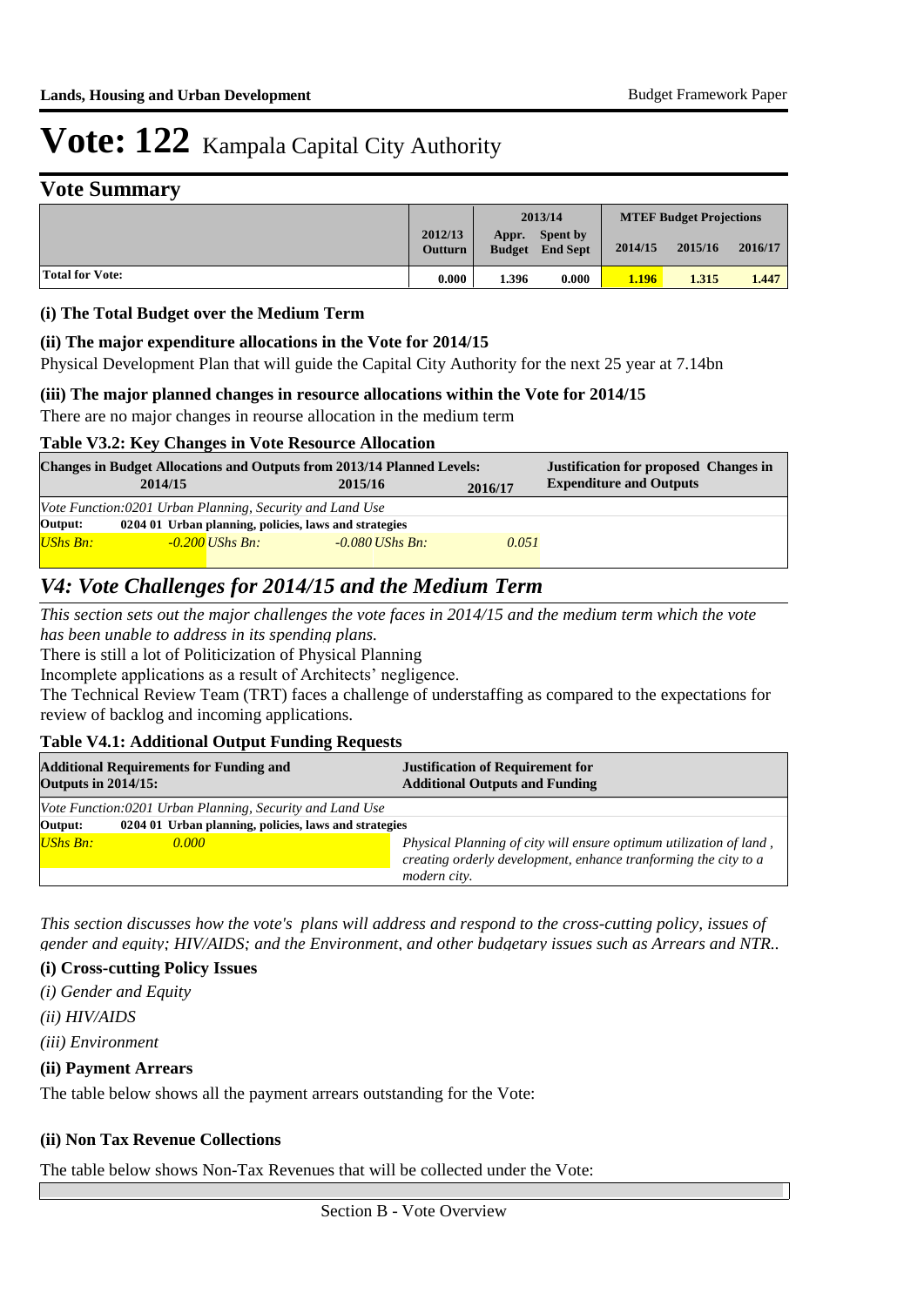# Vote: 122 Kampala Capital City Authority

## Vote Summary

| | 2012/13 Outturn | 2013/14 Appr. Budget | 2013/14 Spent by End Sept | MTEF Budget Projections 2014/15 | 2015/16 | 2016/17 |
|---|---|---|---|---|---|---|
| **Total for Vote:** | 0.000 | 1.396 | 0.000 | 1.196 | 1.315 | 1.447 |

### (i) The Total Budget over the Medium Term

### (ii) The major expenditure allocations in the Vote for 2014/15

Physical Development Plan that will guide the Capital City Authority for the next 25 year at 7.14bn

### (iii) The major planned changes in resource allocations within the Vote for 2014/15

There are no major changes in reourse allocation in the medium term

### Table V3.2: Key Changes in Vote Resource Allocation

| Changes in Budget Allocations and Outputs from 2013/14 Planned Levels: 2014/15 | 2015/16 | 2016/17 | Justification for proposed Changes in Expenditure and Outputs |
|---|---|---|---|
| *Vote Function:0201 Urban Planning, Security and Land Use* | | | |
| **Output:** 0204 01 Urban planning, policies, laws and strategies | | | |
| *UShs Bn: -0.200* | *UShs Bn: -0.080* | *UShs Bn: 0.051* | |

## *V4: Vote Challenges for 2014/15 and the Medium Term*

*This section sets out the major challenges the vote faces in 2014/15 and the medium term which the vote has been unable to address in its spending plans.*

There is still a lot of Politicization of Physical Planning

Incomplete applications as a result of Architects' negligence.

The Technical Review Team (TRT) faces a challenge of understaffing as compared to the expectations for review of backlog and incoming applications.

### Table V4.1: Additional Output Funding Requests

| Additional Requirements for Funding and Outputs in 2014/15: | Justification of Requirement for Additional Outputs and Funding |
|---|---|
| *Vote Function:0201 Urban Planning, Security and Land Use* | |
| **Output:** 0204 01 Urban planning, policies, laws and strategies | |
| *UShs Bn: 0.000* | *Physical Planning of city will ensure optimum utilization of land , creating orderly development, enhance tranforming the city to a modern city.* |

*This section discusses how the vote's plans will address and respond to the cross-cutting policy, issues of gender and equity; HIV/AIDS; and the Environment, and other budgetary issues such as Arrears and NTR..*

### (i) Cross-cutting Policy Issues

*(i) Gender and Equity*

*(ii) HIV/AIDS*

*(iii) Environment*

### (ii) Payment Arrears

The table below shows all the payment arrears outstanding for the Vote:

### (ii) Non Tax Revenue Collections

The table below shows Non-Tax Revenues that will be collected under the Vote: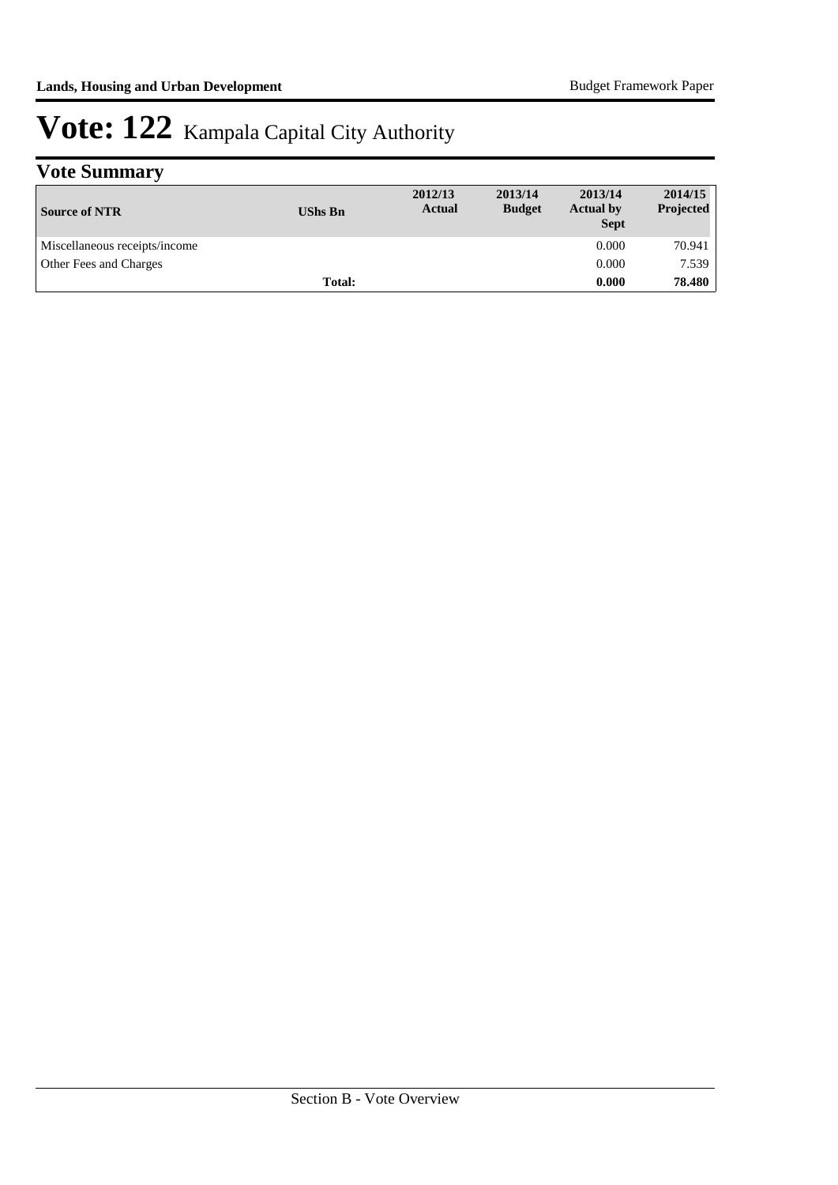# Vote: 122 Kampala Capital City Authority

## Vote Summary

| Source of NTR | UShs Bn | 2012/13 Actual | 2013/14 Budget | 2013/14 Actual by Sept | 2014/15 Projected |
|---|---|---|---|---|---|
| Miscellaneous receipts/income | | | | 0.000 | 70.941 |
| Other Fees and Charges | | | | 0.000 | 7.539 |
| | **Total:** | | | **0.000** | **78.480** |